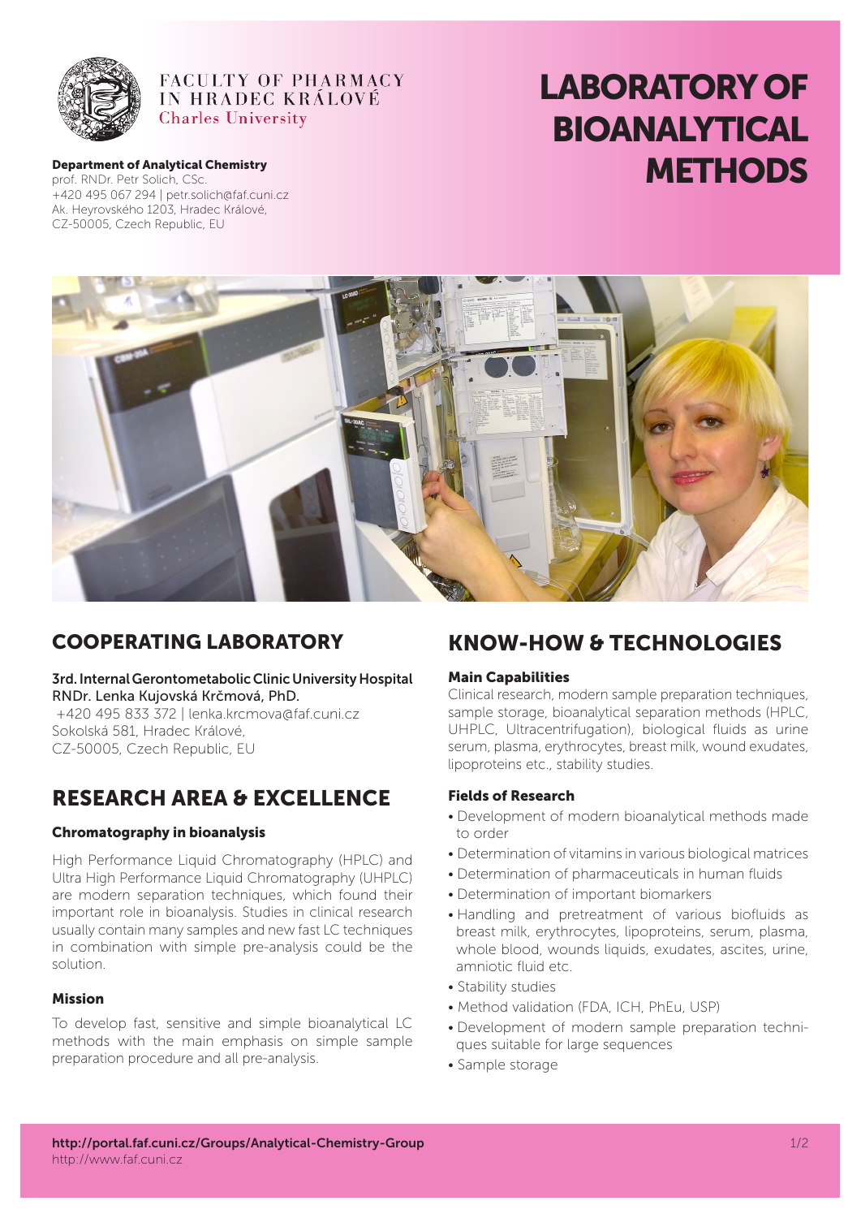FACULTY OF PHARMACY
IN HRADEC KRÁLOVÉ
Charles University

**Department of Analytical Chemistry**
prof. RNDr. Petr Solich, CSc.
+420 495 067 294 | petr.solich@faf.cuni.cz
Ak. Heyrovského 1203, Hradec Králové,
CZ-50005, Czech Republic, EU

# LABORATORY OF BIOANALYTICAL METHODS

## COOPERATING LABORATORY

3rd. Internal Gerontometabolic Clinic University Hospital
RNDr. Lenka Kujovská Krčmová, PhD.
+420 495 833 372 | lenka.krcmova@faf.cuni.cz
Sokolská 581, Hradec Králové,
CZ-50005, Czech Republic, EU

## RESEARCH AREA & EXCELLENCE

### Chromatography in bioanalysis

High Performance Liquid Chromatography (HPLC) and Ultra High Performance Liquid Chromatography (UHPLC) are modern separation techniques, which found their important role in bioanalysis. Studies in clinical research usually contain many samples and new fast LC techniques in combination with simple pre-analysis could be the solution.

### Mission

To develop fast, sensitive and simple bioanalytical LC methods with the main emphasis on simple sample preparation procedure and all pre-analysis.

## KNOW-HOW & TECHNOLOGIES

### Main Capabilities

Clinical research, modern sample preparation techniques, sample storage, bioanalytical separation methods (HPLC, UHPLC, Ultracentrifugation), biological fluids as urine serum, plasma, erythrocytes, breast milk, wound exudates, lipoproteins etc., stability studies.

### Fields of Research

- Development of modern bioanalytical methods made to order
- Determination of vitamins in various biological matrices
- Determination of pharmaceuticals in human fluids
- Determination of important biomarkers
- Handling and pretreatment of various biofluids as breast milk, erythrocytes, lipoproteins, serum, plasma, whole blood, wounds liquids, exudates, ascites, urine, amniotic fluid etc.
- Stability studies
- Method validation (FDA, ICH, PhEu, USP)
- Development of modern sample preparation techniques suitable for large sequences
- Sample storage

**http://portal.faf.cuni.cz/Groups/Analytical-Chemistry-Group**
http://www.faf.cuni.cz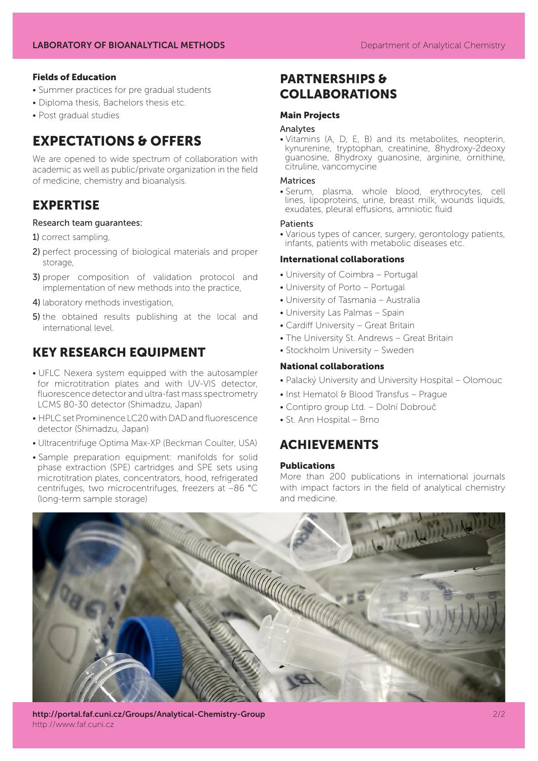#### Fields of Education

- Summer practices for pre gradual students
- Diploma thesis, Bachelors thesis etc.
- Post gradual studies

## EXPECTATIONS & OFFERS

We are opened to wide spectrum of collaboration with academic as well as public/private organization in the field of medicine, chemistry and bioanalysis.

## EXPERTISE

Research team guarantees:

1) correct sampling,
2) perfect processing of biological materials and proper storage,
3) proper composition of validation protocol and implementation of new methods into the practice,
4) laboratory methods investigation,
5) the obtained results publishing at the local and international level.

## KEY RESEARCH EQUIPMENT

- UFLC Nexera system equipped with the autosampler for microtitration plates and with UV-VIS detector, fluorescence detector and ultra-fast mass spectrometry LCMS 80-30 detector (Shimadzu, Japan)
- HPLC set Prominence LC20 with DAD and fluorescence detector (Shimadzu, Japan)
- Ultracentrifuge Optima Max-XP (Beckman Coulter, USA)
- Sample preparation equipment: manifolds for solid phase extraction (SPE) cartridges and SPE sets using microtitration plates, concentrators, hood, refrigerated centrifuges, two microcentrifuges, freezers at –86 °C (long-term sample storage)

## PARTNERSHIPS & COLLABORATIONS

#### Main Projects

Analytes

- Vitamins (A, D, E, B) and its metabolites, neopterin, kynurenine, tryptophan, creatinine, 8hydroxy-2deoxy guanosine, 8hydroxy guanosine, arginine, ornithine, citruline, vancomycine

Matrices

- Serum, plasma, whole blood, erythrocytes, cell lines, lipoproteins, urine, breast milk, wounds liquids, exudates, pleural effusions, amniotic fluid

Patients

- Various types of cancer, surgery, gerontology patients, infants, patients with metabolic diseases etc.

#### International collaborations

- University of Coimbra – Portugal
- University of Porto – Portugal
- University of Tasmania – Australia
- University Las Palmas – Spain
- Cardiff University – Great Britain
- The University St. Andrews – Great Britain
- Stockholm University – Sweden

#### National collaborations

- Palacký University and University Hospital – Olomouc
- Inst Hematol & Blood Transfus – Prague
- Contipro group Ltd. – Dolní Dobrouč
- St. Ann Hospital – Brno

## ACHIEVEMENTS

#### Publications

More than 200 publications in international journals with impact factors in the field of analytical chemistry and medicine.

**http://portal.faf.cuni.cz/Groups/Analytical-Chemistry-Group**
http://www.faf.cuni.cz